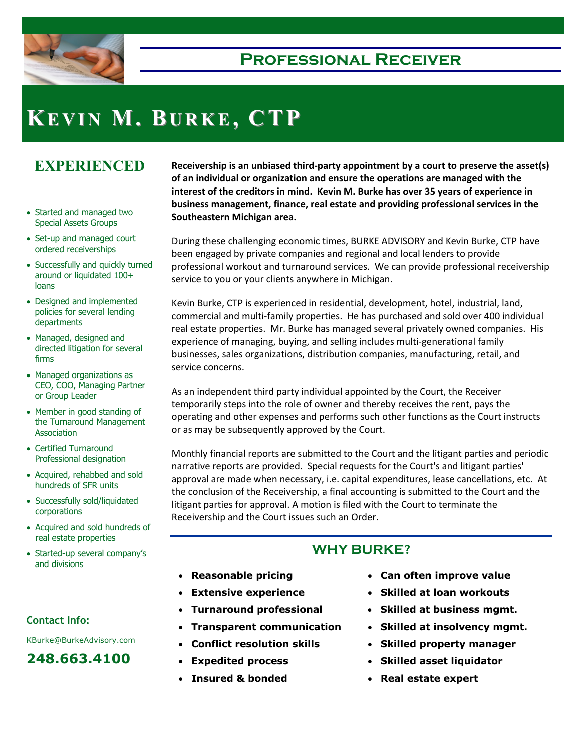## Professional Receiver

# Kevin M. Burke, CTP

## EXPERIENCED

- Started and managed two Special Assets Groups
- Set-up and managed court ordered receiverships
- Successfully and quickly turned around or liquidated 100+ loans
- Designed and implemented policies for several lending departments
- Managed, designed and directed litigation for several firms
- Managed organizations as CEO, COO, Managing Partner or Group Leader
- Member in good standing of the Turnaround Management Association
- Certified Turnaround Professional designation
- Acquired, rehabbed and sold hundreds of SFR units
- Successfully sold/liquidated corporations
- Acquired and sold hundreds of real estate properties
- Started-up several company's and divisions

**Contact Info:**

KBurke@BurkeAdvisory.com

**248.663.4100**

**Receivership is an unbiased third-party appointment by a court to preserve the asset(s) of an individual or organization and ensure the operations are managed with the interest of the creditors in mind. Kevin M. Burke has over 35 years of experience in business management, finance, real estate and providing professional services in the Southeastern Michigan area.**

During these challenging economic times, BURKE ADVISORY and Kevin Burke, CTP have been engaged by private companies and regional and local lenders to provide professional workout and turnaround services. We can provide professional receivership service to you or your clients anywhere in Michigan.

Kevin Burke, CTP is experienced in residential, development, hotel, industrial, land, commercial and multi-family properties. He has purchased and sold over 400 individual real estate properties. Mr. Burke has managed several privately owned companies. His experience of managing, buying, and selling includes multi-generational family businesses, sales organizations, distribution companies, manufacturing, retail, and service concerns.

As an independent third party individual appointed by the Court, the Receiver temporarily steps into the role of owner and thereby receives the rent, pays the operating and other expenses and performs such other functions as the Court instructs or as may be subsequently approved by the Court.

Monthly financial reports are submitted to the Court and the litigant parties and periodic narrative reports are provided. Special requests for the Court's and litigant parties' approval are made when necessary, i.e. capital expenditures, lease cancellations, etc. At the conclusion of the Receivership, a final accounting is submitted to the Court and the litigant parties for approval. A motion is filed with the Court to terminate the Receivership and the Court issues such an Order.

## WHY BURKE?

- **Reasonable pricing**
- **Extensive experience**
- **Turnaround professional**
- **Transparent communication**
- **Conflict resolution skills**
- **Expedited process**
- **Insured & bonded**
- **Can often improve value**
- **Skilled at loan workouts**
- **Skilled at business mgmt.**
- **Skilled at insolvency mgmt.**
- **Skilled property manager**
- **Skilled asset liquidator**
- **Real estate expert**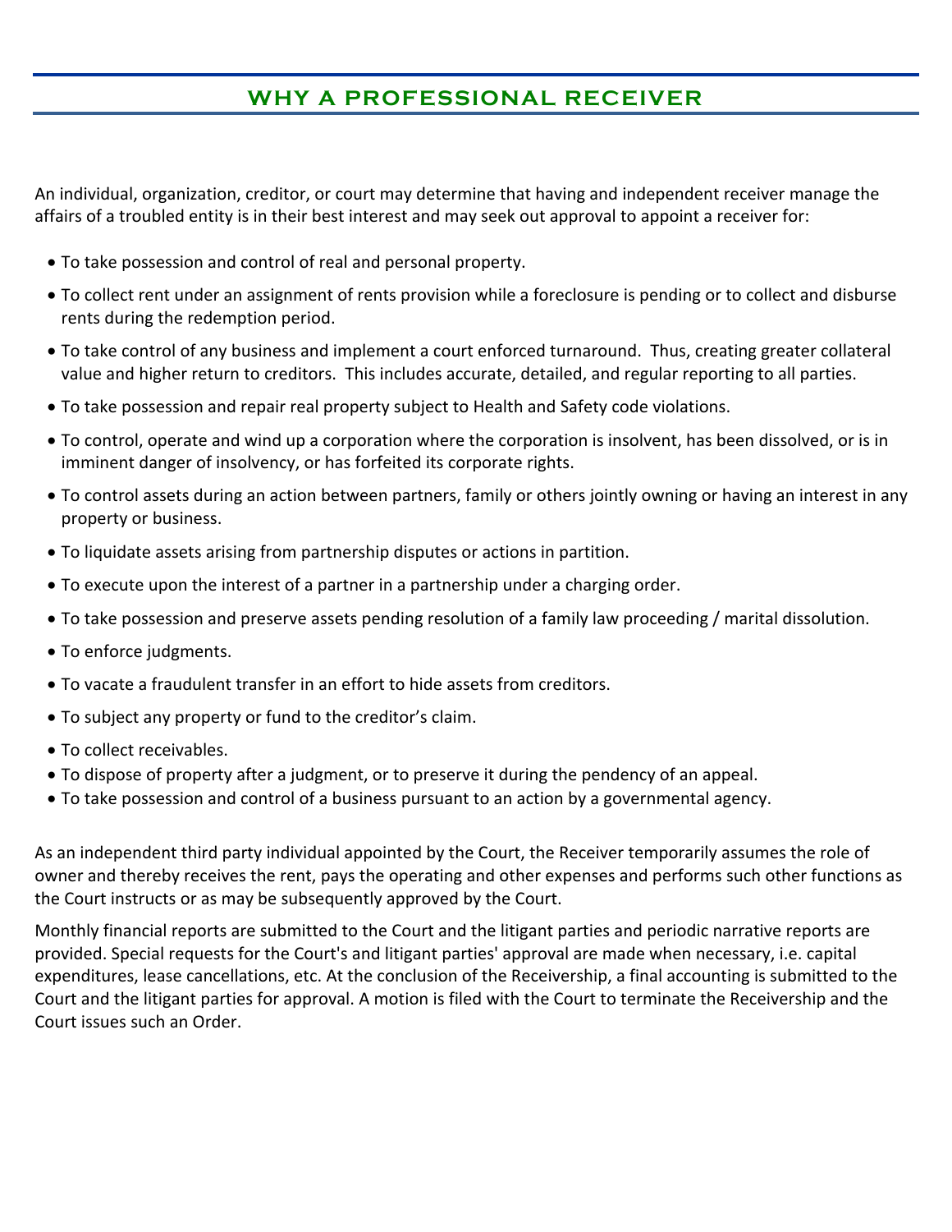# WHY A PROFESSIONAL RECEIVER

An individual, organization, creditor, or court may determine that having and independent receiver manage the affairs of a troubled entity is in their best interest and may seek out approval to appoint a receiver for:

- To take possession and control of real and personal property.
- To collect rent under an assignment of rents provision while a foreclosure is pending or to collect and disburse rents during the redemption period.
- To take control of any business and implement a court enforced turnaround. Thus, creating greater collateral value and higher return to creditors. This includes accurate, detailed, and regular reporting to all parties.
- To take possession and repair real property subject to Health and Safety code violations.
- To control, operate and wind up a corporation where the corporation is insolvent, has been dissolved, or is in imminent danger of insolvency, or has forfeited its corporate rights.
- To control assets during an action between partners, family or others jointly owning or having an interest in any property or business.
- To liquidate assets arising from partnership disputes or actions in partition.
- To execute upon the interest of a partner in a partnership under a charging order.
- To take possession and preserve assets pending resolution of a family law proceeding / marital dissolution.
- To enforce judgments.
- To vacate a fraudulent transfer in an effort to hide assets from creditors.
- To subject any property or fund to the creditor's claim.
- To collect receivables.
- To dispose of property after a judgment, or to preserve it during the pendency of an appeal.
- To take possession and control of a business pursuant to an action by a governmental agency.

As an independent third party individual appointed by the Court, the Receiver temporarily assumes the role of owner and thereby receives the rent, pays the operating and other expenses and performs such other functions as the Court instructs or as may be subsequently approved by the Court.

Monthly financial reports are submitted to the Court and the litigant parties and periodic narrative reports are provided. Special requests for the Court's and litigant parties' approval are made when necessary, i.e. capital expenditures, lease cancellations, etc. At the conclusion of the Receivership, a final accounting is submitted to the Court and the litigant parties for approval. A motion is filed with the Court to terminate the Receivership and the Court issues such an Order.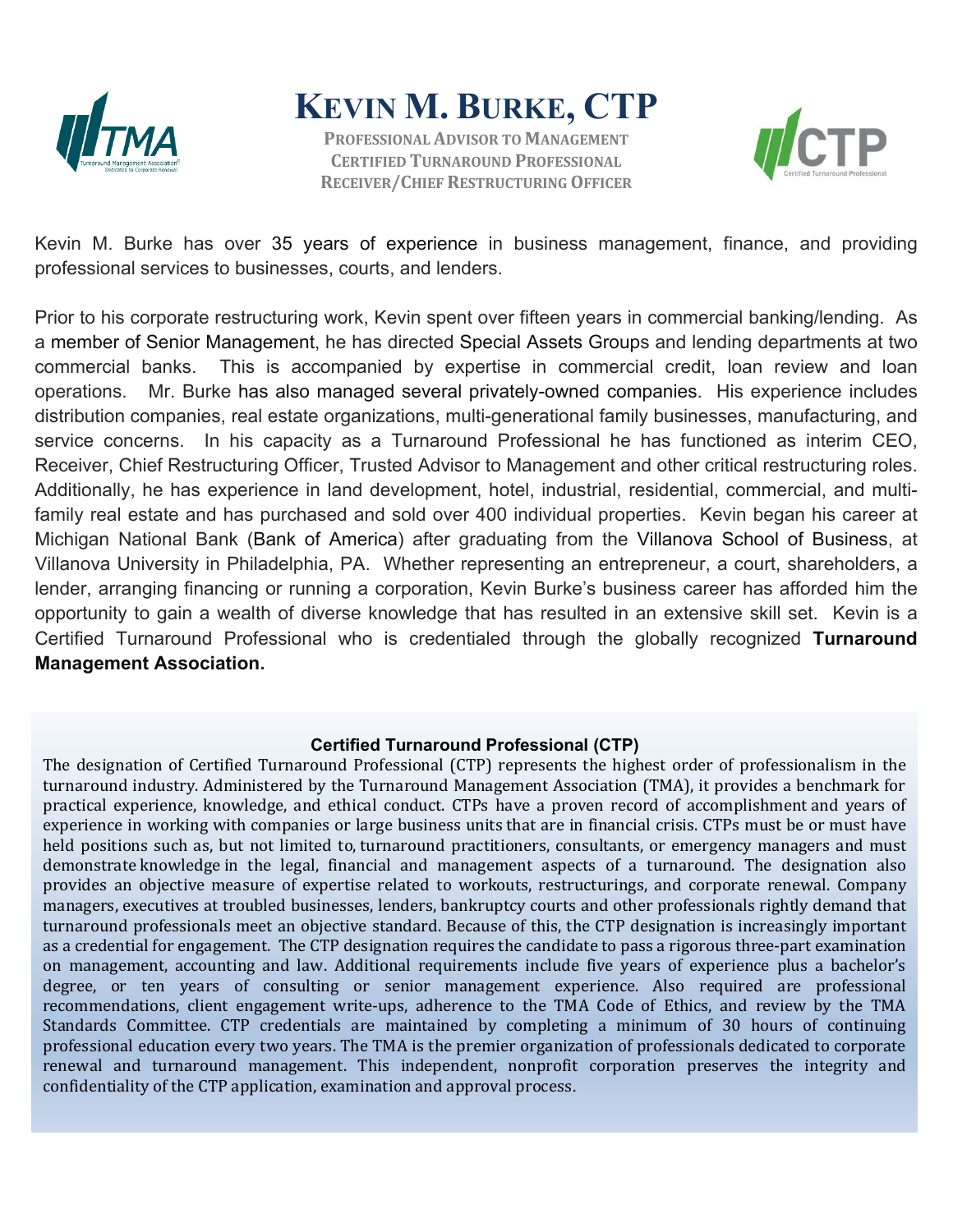# KEVIN M. BURKE, CTP

**PROFESSIONAL ADVISOR TO MANAGEMENT**
**CERTIFIED TURNAROUND PROFESSIONAL**
**RECEIVER/CHIEF RESTRUCTURING OFFICER**

Kevin M. Burke has over 35 years of experience in business management, finance, and providing professional services to businesses, courts, and lenders.

Prior to his corporate restructuring work, Kevin spent over fifteen years in commercial banking/lending. As a member of Senior Management, he has directed Special Assets Groups and lending departments at two commercial banks. This is accompanied by expertise in commercial credit, loan review and loan operations. Mr. Burke has also managed several privately-owned companies. His experience includes distribution companies, real estate organizations, multi-generational family businesses, manufacturing, and service concerns. In his capacity as a Turnaround Professional he has functioned as interim CEO, Receiver, Chief Restructuring Officer, Trusted Advisor to Management and other critical restructuring roles. Additionally, he has experience in land development, hotel, industrial, residential, commercial, and multi-family real estate and has purchased and sold over 400 individual properties. Kevin began his career at Michigan National Bank (Bank of America) after graduating from the Villanova School of Business, at Villanova University in Philadelphia, PA. Whether representing an entrepreneur, a court, shareholders, a lender, arranging financing or running a corporation, Kevin Burke's business career has afforded him the opportunity to gain a wealth of diverse knowledge that has resulted in an extensive skill set. Kevin is a Certified Turnaround Professional who is credentialed through the globally recognized **Turnaround Management Association.**

**Certified Turnaround Professional (CTP)**

The designation of Certified Turnaround Professional (CTP) represents the highest order of professionalism in the turnaround industry. Administered by the Turnaround Management Association (TMA), it provides a benchmark for practical experience, knowledge, and ethical conduct. CTPs have a proven record of accomplishment and years of experience in working with companies or large business units that are in financial crisis. CTPs must be or must have held positions such as, but not limited to, turnaround practitioners, consultants, or emergency managers and must demonstrate knowledge in the legal, financial and management aspects of a turnaround. The designation also provides an objective measure of expertise related to workouts, restructurings, and corporate renewal. Company managers, executives at troubled businesses, lenders, bankruptcy courts and other professionals rightly demand that turnaround professionals meet an objective standard. Because of this, the CTP designation is increasingly important as a credential for engagement. The CTP designation requires the candidate to pass a rigorous three-part examination on management, accounting and law. Additional requirements include five years of experience plus a bachelor's degree, or ten years of consulting or senior management experience. Also required are professional recommendations, client engagement write-ups, adherence to the TMA Code of Ethics, and review by the TMA Standards Committee. CTP credentials are maintained by completing a minimum of 30 hours of continuing professional education every two years. The TMA is the premier organization of professionals dedicated to corporate renewal and turnaround management. This independent, nonprofit corporation preserves the integrity and confidentiality of the CTP application, examination and approval process.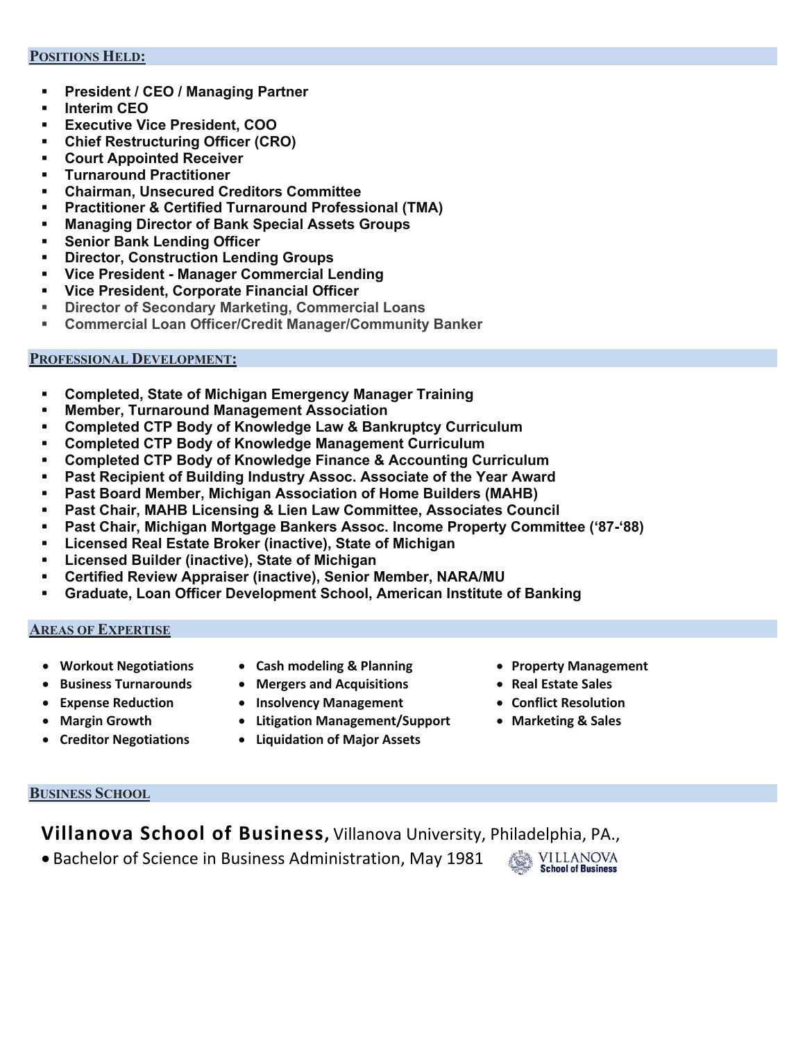## POSITIONS HELD:

- **President / CEO / Managing Partner**
- **Interim CEO**
- **Executive Vice President, COO**
- **Chief Restructuring Officer (CRO)**
- **Court Appointed Receiver**
- **Turnaround Practitioner**
- **Chairman, Unsecured Creditors Committee**
- **Practitioner & Certified Turnaround Professional (TMA)**
- **Managing Director of Bank Special Assets Groups**
- **Senior Bank Lending Officer**
- **Director, Construction Lending Groups**
- **Vice President - Manager Commercial Lending**
- **Vice President, Corporate Financial Officer**
- **Director of Secondary Marketing, Commercial Loans**
- **Commercial Loan Officer/Credit Manager/Community Banker**

## PROFESSIONAL DEVELOPMENT:

- **Completed, State of Michigan Emergency Manager Training**
- **Member, Turnaround Management Association**
- **Completed CTP Body of Knowledge Law & Bankruptcy Curriculum**
- **Completed CTP Body of Knowledge Management Curriculum**
- **Completed CTP Body of Knowledge Finance & Accounting Curriculum**
- **Past Recipient of Building Industry Assoc. Associate of the Year Award**
- **Past Board Member, Michigan Association of Home Builders (MAHB)**
- **Past Chair, MAHB Licensing & Lien Law Committee, Associates Council**
- **Past Chair, Michigan Mortgage Bankers Assoc. Income Property Committee ('87-'88)**
- **Licensed Real Estate Broker (inactive), State of Michigan**
- **Licensed Builder (inactive), State of Michigan**
- **Certified Review Appraiser (inactive), Senior Member, NARA/MU**
- **Graduate, Loan Officer Development School, American Institute of Banking**

## AREAS OF EXPERTISE

- **Workout Negotiations**
- **Business Turnarounds**
- **Expense Reduction**
- **Margin Growth**
- **Creditor Negotiations**
- **Cash modeling & Planning**
- **Mergers and Acquisitions**
- **Insolvency Management**
- **Litigation Management/Support**
- **Liquidation of Major Assets**
- **Property Management**
- **Real Estate Sales**
- **Conflict Resolution**
- **Marketing & Sales**

## BUSINESS SCHOOL

**Villanova School of Business,** Villanova University, Philadelphia, PA.,

- Bachelor of Science in Business Administration, May 1981

VILLANOVA School of Business